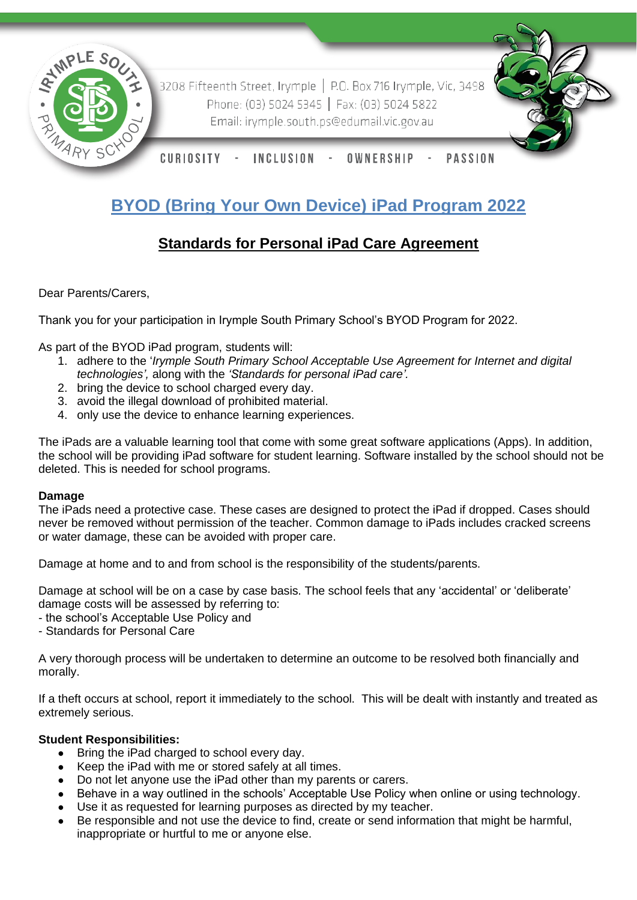3208 Fifteenth Street, Irymple | P.O. Box 716 Irymple, Vic, 3498
Phone: (03) 5024 5345 | Fax: (03) 5024 5822
Email: irymple.south.ps@edumail.vic.gov.au

CURIOSITY - INCLUSION - OWNERSHIP - PASSION

# BYOD (Bring Your Own Device) iPad Program 2022

## Standards for Personal iPad Care Agreement

Dear Parents/Carers,

Thank you for your participation in Irymple South Primary School's BYOD Program for 2022.

As part of the BYOD iPad program, students will:

1. adhere to the '*Irymple South Primary School Acceptable Use Agreement for Internet and digital technologies',* along with the *'Standards for personal iPad care'.*
2. bring the device to school charged every day.
3. avoid the illegal download of prohibited material.
4. only use the device to enhance learning experiences.

The iPads are a valuable learning tool that come with some great software applications (Apps). In addition, the school will be providing iPad software for student learning. Software installed by the school should not be deleted. This is needed for school programs.

**Damage**

The iPads need a protective case. These cases are designed to protect the iPad if dropped. Cases should never be removed without permission of the teacher. Common damage to iPads includes cracked screens or water damage, these can be avoided with proper care.

Damage at home and to and from school is the responsibility of the students/parents.

Damage at school will be on a case by case basis. The school feels that any 'accidental' or 'deliberate' damage costs will be assessed by referring to:
- the school's Acceptable Use Policy and
- Standards for Personal Care

A very thorough process will be undertaken to determine an outcome to be resolved both financially and morally.

If a theft occurs at school, report it immediately to the school. This will be dealt with instantly and treated as extremely serious.

**Student Responsibilities:**

- Bring the iPad charged to school every day.
- Keep the iPad with me or stored safely at all times.
- Do not let anyone use the iPad other than my parents or carers.
- Behave in a way outlined in the schools' Acceptable Use Policy when online or using technology.
- Use it as requested for learning purposes as directed by my teacher.
- Be responsible and not use the device to find, create or send information that might be harmful, inappropriate or hurtful to me or anyone else.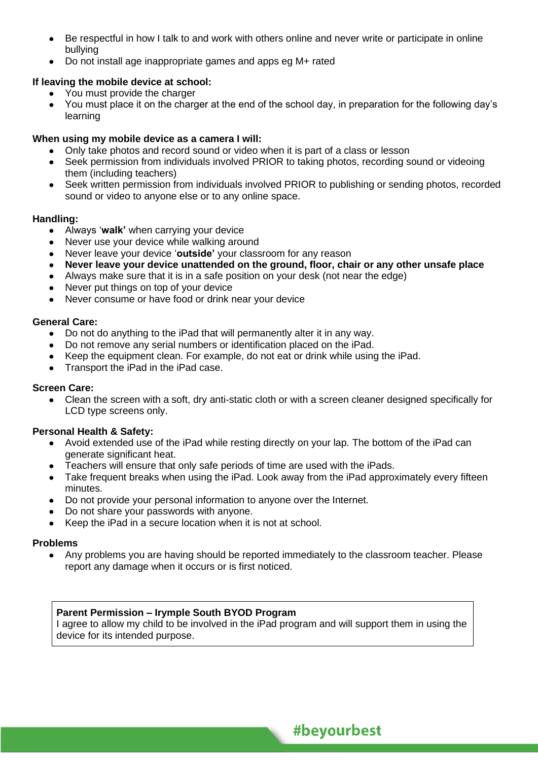- Be respectful in how I talk to and work with others online and never write or participate in online bullying
- Do not install age inappropriate games and apps eg M+ rated

**If leaving the mobile device at school:**

- You must provide the charger
- You must place it on the charger at the end of the school day, in preparation for the following day's learning

**When using my mobile device as a camera I will:**

- Only take photos and record sound or video when it is part of a class or lesson
- Seek permission from individuals involved PRIOR to taking photos, recording sound or videoing them (including teachers)
- Seek written permission from individuals involved PRIOR to publishing or sending photos, recorded sound or video to anyone else or to any online space.

**Handling:**

- Always '**walk'** when carrying your device
- Never use your device while walking around
- Never leave your device '**outside'** your classroom for any reason
- **Never leave your device unattended on the ground, floor, chair or any other unsafe place**
- Always make sure that it is in a safe position on your desk (not near the edge)
- Never put things on top of your device
- Never consume or have food or drink near your device

**General Care:**

- Do not do anything to the iPad that will permanently alter it in any way.
- Do not remove any serial numbers or identification placed on the iPad.
- Keep the equipment clean. For example, do not eat or drink while using the iPad.
- Transport the iPad in the iPad case.

**Screen Care:**

- Clean the screen with a soft, dry anti-static cloth or with a screen cleaner designed specifically for LCD type screens only.

**Personal Health & Safety:**

- Avoid extended use of the iPad while resting directly on your lap. The bottom of the iPad can generate significant heat.
- Teachers will ensure that only safe periods of time are used with the iPads.
- Take frequent breaks when using the iPad. Look away from the iPad approximately every fifteen minutes.
- Do not provide your personal information to anyone over the Internet.
- Do not share your passwords with anyone.
- Keep the iPad in a secure location when it is not at school.

**Problems**

- Any problems you are having should be reported immediately to the classroom teacher. Please report any damage when it occurs or is first noticed.

**Parent Permission – Irymple South BYOD Program**
I agree to allow my child to be involved in the iPad program and will support them in using the device for its intended purpose.

#beyourbest